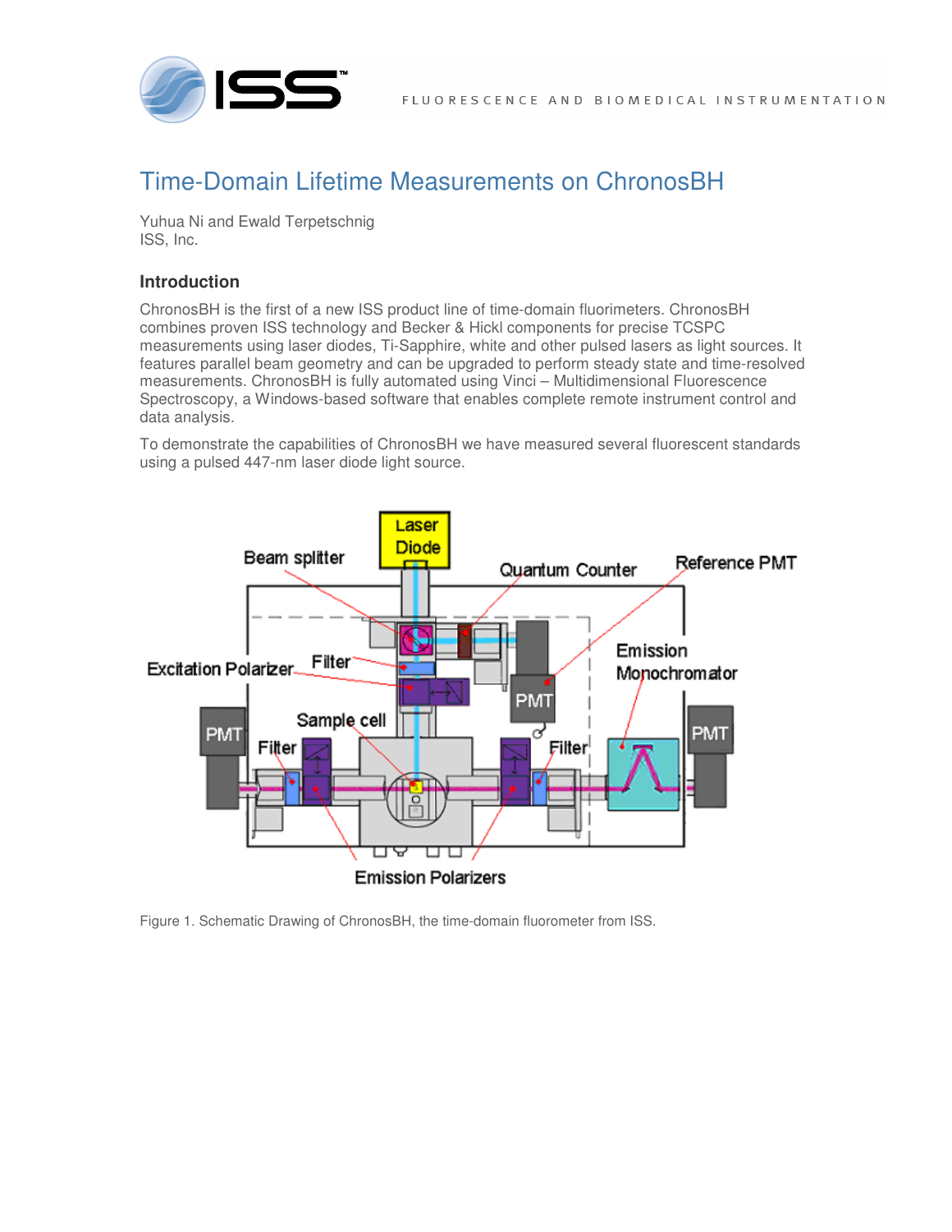# Time-Domain Lifetime Measurements on ChronosBH

Yuhua Ni and Ewald Terpetschnig
ISS, Inc.

## Introduction

ChronosBH is the first of a new ISS product line of time-domain fluorimeters. ChronosBH combines proven ISS technology and Becker & Hickl components for precise TCSPC measurements using laser diodes, Ti-Sapphire, white and other pulsed lasers as light sources. It features parallel beam geometry and can be upgraded to perform steady state and time-resolved measurements. ChronosBH is fully automated using Vinci – Multidimensional Fluorescence Spectroscopy, a Windows-based software that enables complete remote instrument control and data analysis.

To demonstrate the capabilities of ChronosBH we have measured several fluorescent standards using a pulsed 447-nm laser diode light source.

Laser Diode
Beam splitter
Quantum Counter
Reference PMT
Excitation Polarizer
Filter
Emission Monochromator
PMT
Sample cell
PMT
Filter
Filter
PMT
Emission Polarizers

Figure 1. Schematic Drawing of ChronosBH, the time-domain fluorometer from ISS.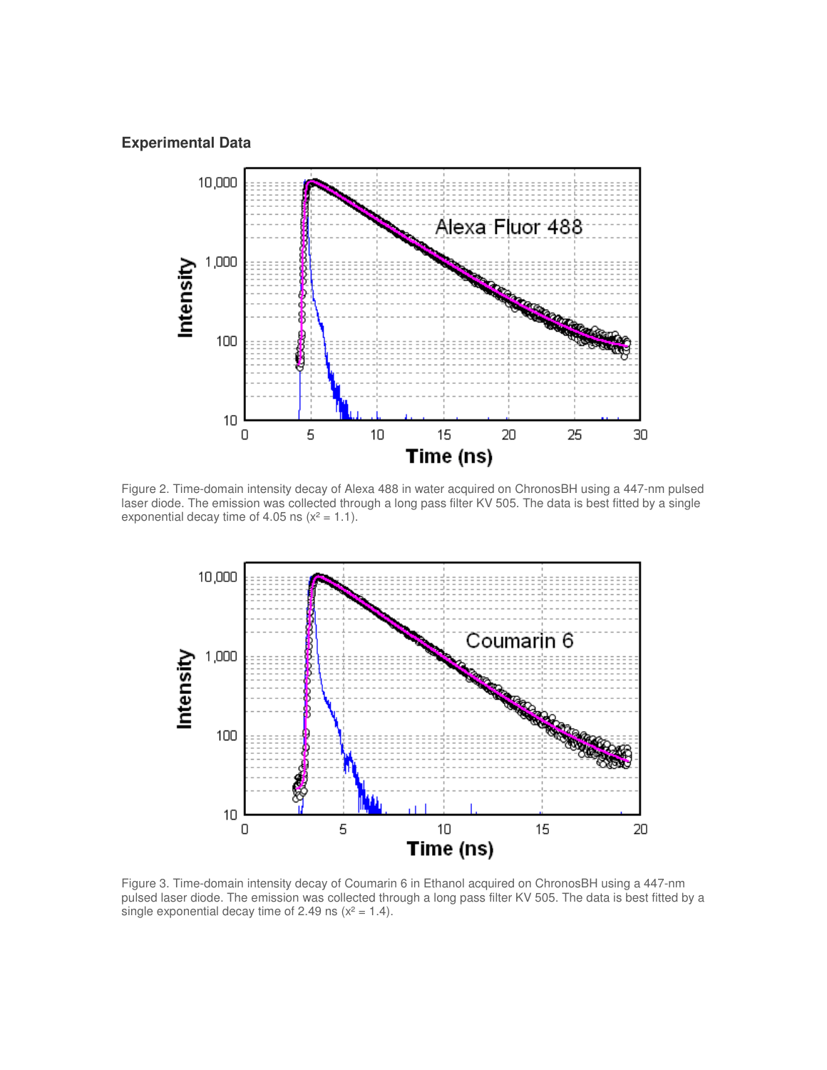**Experimental Data**

10,000
1,000
100
10
Intensity
Alexa Fluor 488
0 5 10 15 20 25 30
Time (ns)

Figure 2. Time-domain intensity decay of Alexa 488 in water acquired on ChronosBH using a 447-nm pulsed laser diode. The emission was collected through a long pass filter KV 505. The data is best fitted by a single exponential decay time of 4.05 ns ($x^2$ = 1.1).

10,000
1,000
100
10
Intensity
Coumarin 6
0 5 10 15 20
Time (ns)

Figure 3. Time-domain intensity decay of Coumarin 6 in Ethanol acquired on ChronosBH using a 447-nm pulsed laser diode. The emission was collected through a long pass filter KV 505. The data is best fitted by a single exponential decay time of 2.49 ns ($x^2$ = 1.4).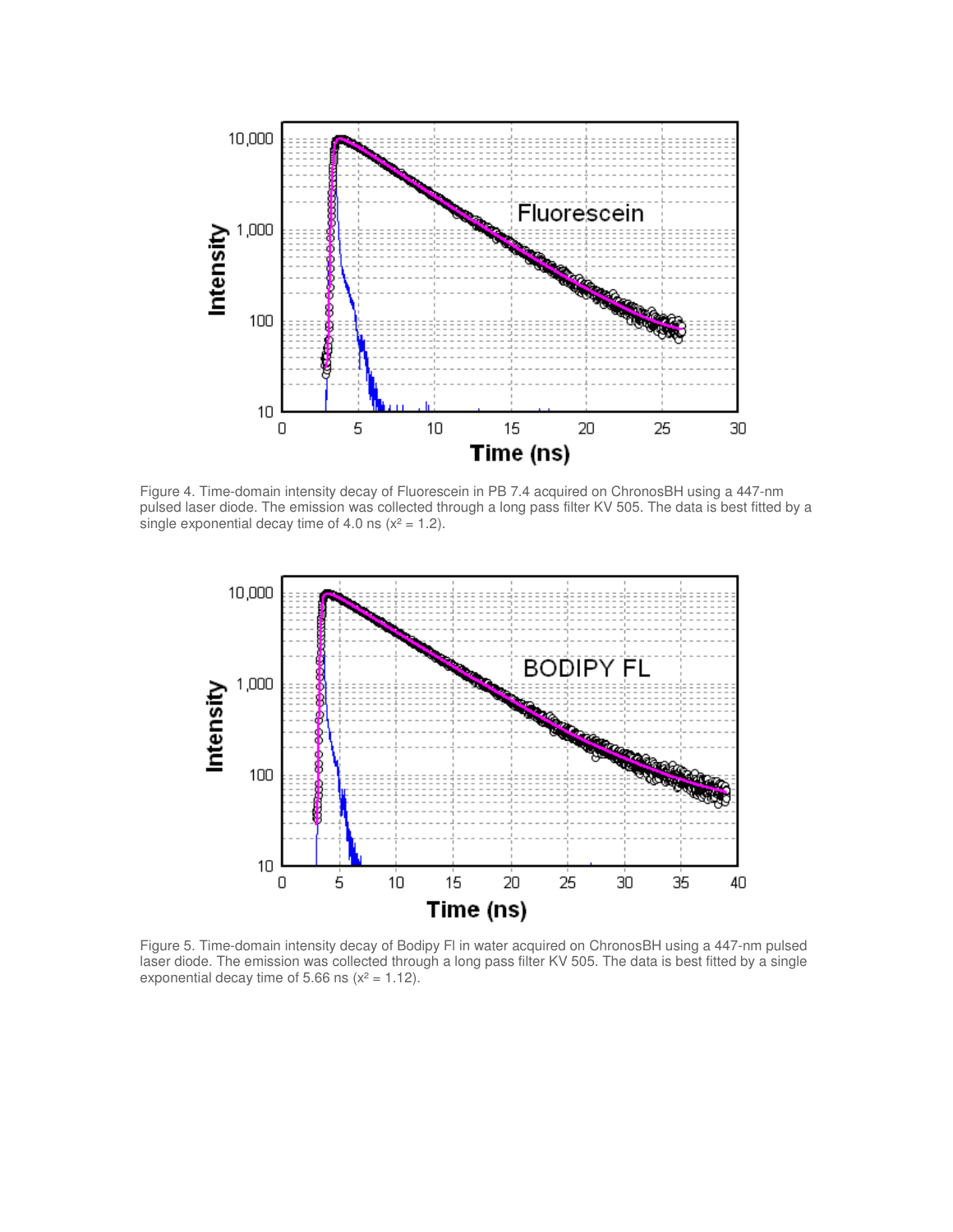Figure 4. Time-domain intensity decay of Fluorescein in PB 7.4 acquired on ChronosBH using a 447-nm pulsed laser diode. The emission was collected through a long pass filter KV 505. The data is best fitted by a single exponential decay time of 4.0 ns ($x^2$ = 1.2).

Figure 5. Time-domain intensity decay of Bodipy Fl in water acquired on ChronosBH using a 447-nm pulsed laser diode. The emission was collected through a long pass filter KV 505. The data is best fitted by a single exponential decay time of 5.66 ns ($x^2$ = 1.12).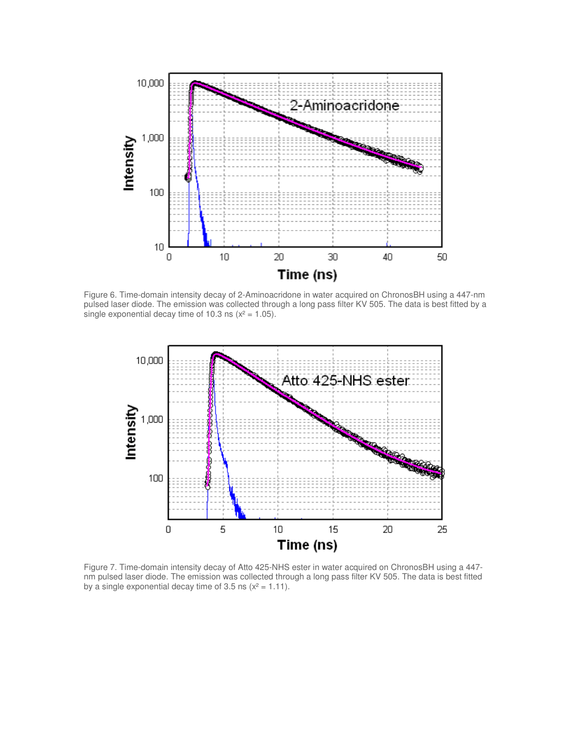10,000

2-Aminoacridone

1,000

100

10

Intensity

0

10

20

30

40

50

Time (ns)

Figure 6. Time-domain intensity decay of 2-Aminoacridone in water acquired on ChronosBH using a 447-nm pulsed laser diode. The emission was collected through a long pass filter KV 505. The data is best fitted by a single exponential decay time of 10.3 ns ($x^2$ = 1.05).

10,000

Atto 425-NHS ester

1,000

100

Intensity

0

5

10

15

20

25

Time (ns)

Figure 7. Time-domain intensity decay of Atto 425-NHS ester in water acquired on ChronosBH using a 447-nm pulsed laser diode. The emission was collected through a long pass filter KV 505. The data is best fitted by a single exponential decay time of 3.5 ns ($x^2$ = 1.11).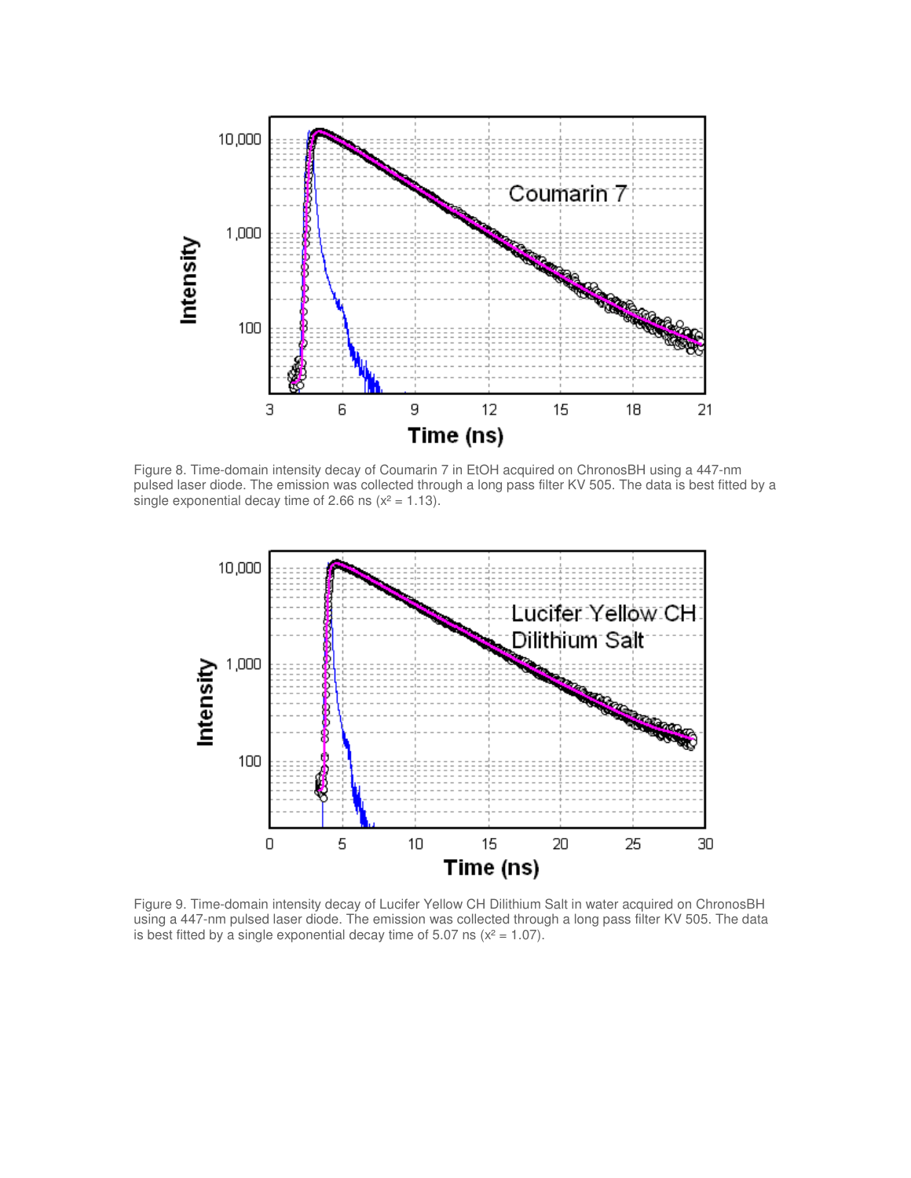Coumarin 7

Intensity

10,000

1,000

100

3

6

9

12

15

18

21

Time (ns)

Figure 8. Time-domain intensity decay of Coumarin 7 in EtOH acquired on ChronosBH using a 447-nm pulsed laser diode. The emission was collected through a long pass filter KV 505. The data is best fitted by a single exponential decay time of 2.66 ns ($x^2 = 1.13$).

Lucifer Yellow CH Dilithium Salt

Intensity

10,000

1,000

100

0

5

10

15

20

25

30

Time (ns)

Figure 9. Time-domain intensity decay of Lucifer Yellow CH Dilithium Salt in water acquired on ChronosBH using a 447-nm pulsed laser diode. The emission was collected through a long pass filter KV 505. The data is best fitted by a single exponential decay time of 5.07 ns ($x^2 = 1.07$).